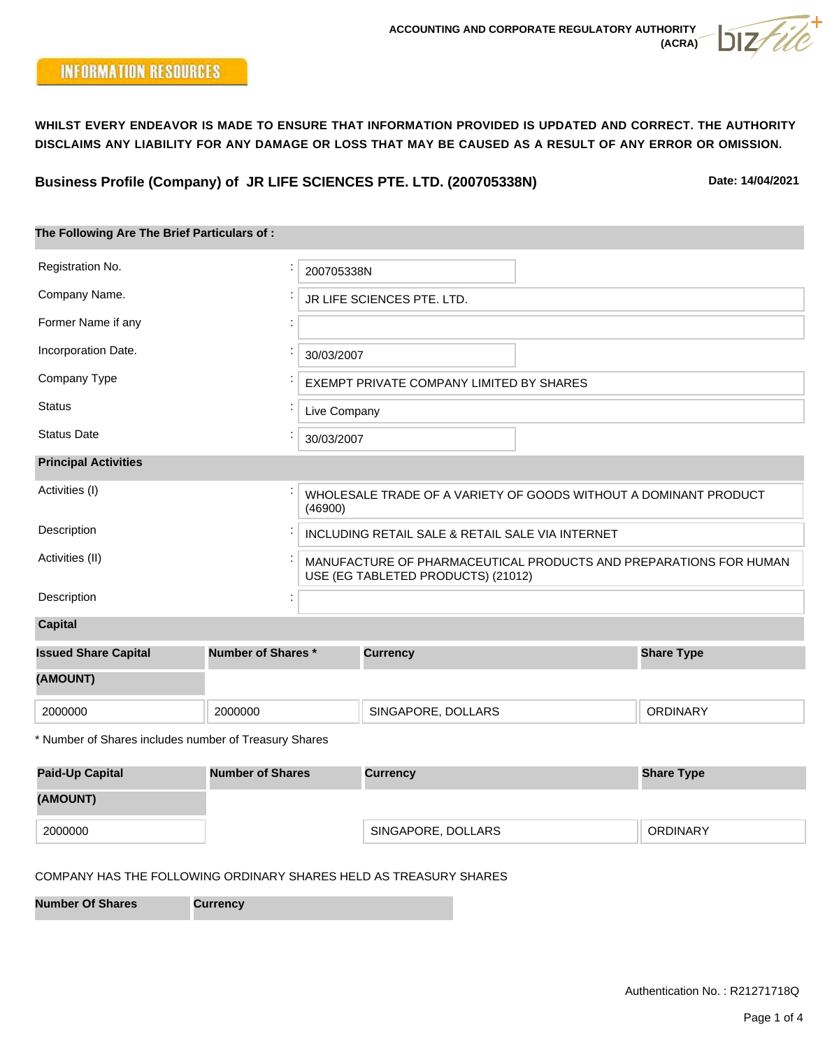ACCOUNTING AND CORPORATE REGULATORY AUTHORITY (ACRA)

INFORMATION RESOURCES

**WHILST EVERY ENDEAVOR IS MADE TO ENSURE THAT INFORMATION PROVIDED IS UPDATED AND CORRECT. THE AUTHORITY DISCLAIMS ANY LIABILITY FOR ANY DAMAGE OR LOSS THAT MAY BE CAUSED AS A RESULT OF ANY ERROR OR OMISSION.**

## Business Profile (Company) of JR LIFE SCIENCES PTE. LTD. (200705338N)

**Date: 14/04/2021**

### The Following Are The Brief Particulars of :

| | |
|---|---|
| Registration No. | 200705338N |
| Company Name. | JR LIFE SCIENCES PTE. LTD. |
| Former Name if any | |
| Incorporation Date. | 30/03/2007 |
| Company Type | EXEMPT PRIVATE COMPANY LIMITED BY SHARES |
| Status | Live Company |
| Status Date | 30/03/2007 |

### Principal Activities

| | |
|---|---|
| Activities (I) | WHOLESALE TRADE OF A VARIETY OF GOODS WITHOUT A DOMINANT PRODUCT (46900) |
| Description | INCLUDING RETAIL SALE & RETAIL SALE VIA INTERNET |
| Activities (II) | MANUFACTURE OF PHARMACEUTICAL PRODUCTS AND PREPARATIONS FOR HUMAN USE (EG TABLETED PRODUCTS) (21012) |
| Description | |

### Capital

| Issued Share Capital (AMOUNT) | Number of Shares * | Currency | Share Type |
|---|---|---|---|
| 2000000 | 2000000 | SINGAPORE, DOLLARS | ORDINARY |

* Number of Shares includes number of Treasury Shares

| Paid-Up Capital (AMOUNT) | Number of Shares | Currency | Share Type |
|---|---|---|---|
| 2000000 | | SINGAPORE, DOLLARS | ORDINARY |

COMPANY HAS THE FOLLOWING ORDINARY SHARES HELD AS TREASURY SHARES

| Number Of Shares | Currency |
|---|---|

Authentication No. : R21271718Q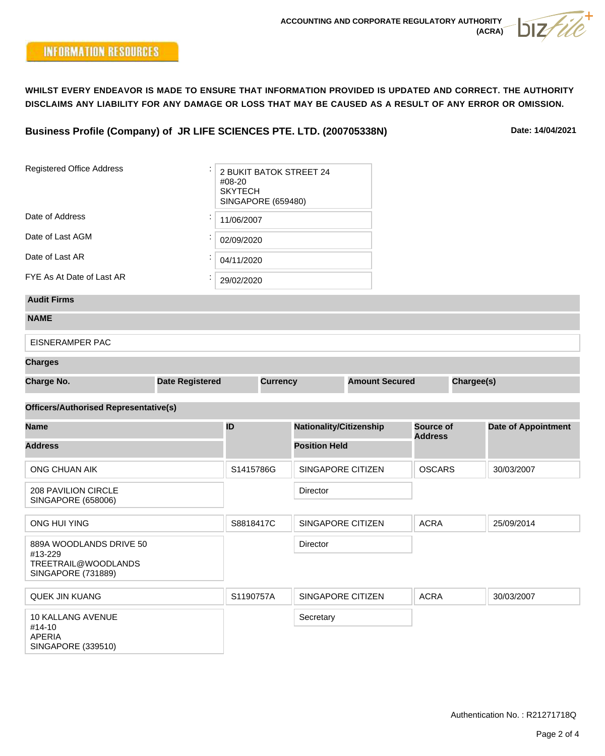ACCOUNTING AND CORPORATE REGULATORY AUTHORITY (ACRA)

INFORMATION RESOURCES

**WHILST EVERY ENDEAVOR IS MADE TO ENSURE THAT INFORMATION PROVIDED IS UPDATED AND CORRECT. THE AUTHORITY DISCLAIMS ANY LIABILITY FOR ANY DAMAGE OR LOSS THAT MAY BE CAUSED AS A RESULT OF ANY ERROR OR OMISSION.**

## Business Profile (Company) of JR LIFE SCIENCES PTE. LTD. (200705338N)

**Date: 14/04/2021**

| | |
|---|---|
| Registered Office Address | 2 BUKIT BATOK STREET 24<br>#08-20<br>SKYTECH<br>SINGAPORE (659480) |
| Date of Address | 11/06/2007 |
| Date of Last AGM | 02/09/2020 |
| Date of Last AR | 04/11/2020 |
| FYE As At Date of Last AR | 29/02/2020 |

**Audit Firms**

| NAME |
|---|
| EISNERAMPER PAC |

**Charges**

| Charge No. | Date Registered | Currency | Amount Secured | Chargee(s) |
|---|---|---|---|---|

**Officers/Authorised Representative(s)**

| Name / Address | ID | Nationality/Citizenship / Position Held | Source of Address | Date of Appointment |
|---|---|---|---|---|
| ONG CHUAN AIK | S1415786G | SINGAPORE CITIZEN | OSCARS | 30/03/2007 |
| 208 PAVILION CIRCLE<br>SINGAPORE (658006) | | Director | | |
| ONG HUI YING | S8818417C | SINGAPORE CITIZEN | ACRA | 25/09/2014 |
| 889A WOODLANDS DRIVE 50<br>#13-229<br>TREETRAIL@WOODLANDS<br>SINGAPORE (731889) | | Director | | |
| QUEK JIN KUANG | S1190757A | SINGAPORE CITIZEN | ACRA | 30/03/2007 |
| 10 KALLANG AVENUE<br>#14-10<br>APERIA<br>SINGAPORE (339510) | | Secretary | | |

Authentication No. : R21271718Q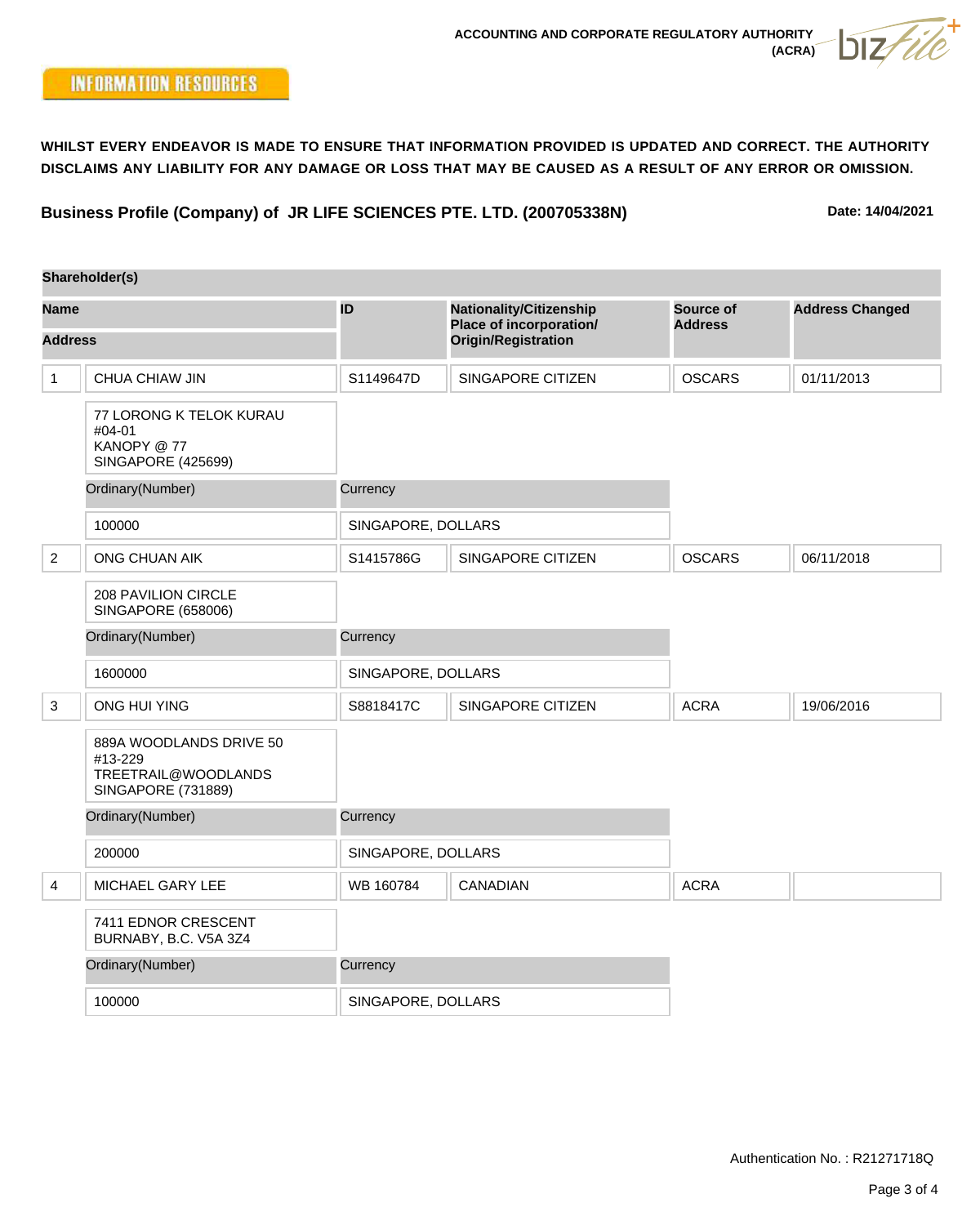ACCOUNTING AND CORPORATE REGULATORY AUTHORITY (ACRA)

**INFORMATION RESOURCES**

**WHILST EVERY ENDEAVOR IS MADE TO ENSURE THAT INFORMATION PROVIDED IS UPDATED AND CORRECT. THE AUTHORITY DISCLAIMS ANY LIABILITY FOR ANY DAMAGE OR LOSS THAT MAY BE CAUSED AS A RESULT OF ANY ERROR OR OMISSION.**

## Business Profile (Company) of JR LIFE SCIENCES PTE. LTD. (200705338N)

**Date: 14/04/2021**

### Shareholder(s)

| | Name / Address | ID | Nationality/Citizenship Place of incorporation/ Origin/Registration | Source of Address | Address Changed |
|---|---|---|---|---|---|
| 1 | CHUA CHIAW JIN | S1149647D | SINGAPORE CITIZEN | OSCARS | 01/11/2013 |
| | 77 LORONG K TELOK KURAU #04-01 KANOPY @ 77 SINGAPORE (425699) | | | | |
| | Ordinary(Number) | Currency | | | |
| | 100000 | SINGAPORE, DOLLARS | | | |
| 2 | ONG CHUAN AIK | S1415786G | SINGAPORE CITIZEN | OSCARS | 06/11/2018 |
| | 208 PAVILION CIRCLE SINGAPORE (658006) | | | | |
| | Ordinary(Number) | Currency | | | |
| | 1600000 | SINGAPORE, DOLLARS | | | |
| 3 | ONG HUI YING | S8818417C | SINGAPORE CITIZEN | ACRA | 19/06/2016 |
| | 889A WOODLANDS DRIVE 50 #13-229 TREETRAIL@WOODLANDS SINGAPORE (731889) | | | | |
| | Ordinary(Number) | Currency | | | |
| | 200000 | SINGAPORE, DOLLARS | | | |
| 4 | MICHAEL GARY LEE | WB 160784 | CANADIAN | ACRA | |
| | 7411 EDNOR CRESCENT BURNABY, B.C. V5A 3Z4 | | | | |
| | Ordinary(Number) | Currency | | | |
| | 100000 | SINGAPORE, DOLLARS | | | |

Authentication No. : R21271718Q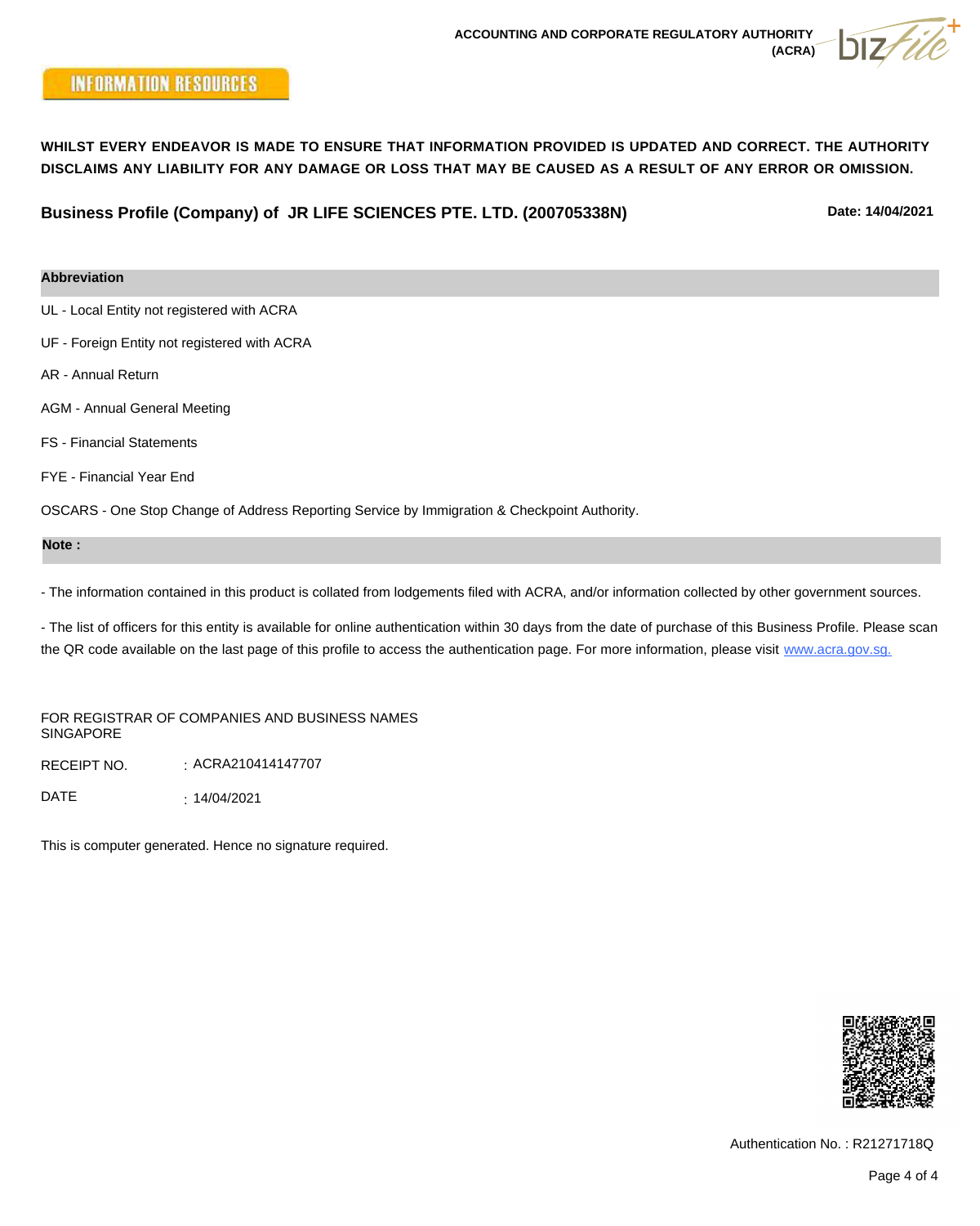ACCOUNTING AND CORPORATE REGULATORY AUTHORITY (ACRA)

**INFORMATION RESOURCES**

**WHILST EVERY ENDEAVOR IS MADE TO ENSURE THAT INFORMATION PROVIDED IS UPDATED AND CORRECT. THE AUTHORITY DISCLAIMS ANY LIABILITY FOR ANY DAMAGE OR LOSS THAT MAY BE CAUSED AS A RESULT OF ANY ERROR OR OMISSION.**

## Business Profile (Company) of JR LIFE SCIENCES PTE. LTD. (200705338N)

**Date: 14/04/2021**

### Abbreviation

UL - Local Entity not registered with ACRA

UF - Foreign Entity not registered with ACRA

AR - Annual Return

AGM - Annual General Meeting

FS - Financial Statements

FYE - Financial Year End

OSCARS - One Stop Change of Address Reporting Service by Immigration & Checkpoint Authority.

### Note :

- The information contained in this product is collated from lodgements filed with ACRA, and/or information collected by other government sources.

- The list of officers for this entity is available for online authentication within 30 days from the date of purchase of this Business Profile. Please scan the QR code available on the last page of this profile to access the authentication page. For more information, please visit www.acra.gov.sg.

FOR REGISTRAR OF COMPANIES AND BUSINESS NAMES
SINGAPORE

RECEIPT NO. : ACRA210414147707

DATE : 14/04/2021

This is computer generated. Hence no signature required.

Authentication No. : R21271718Q